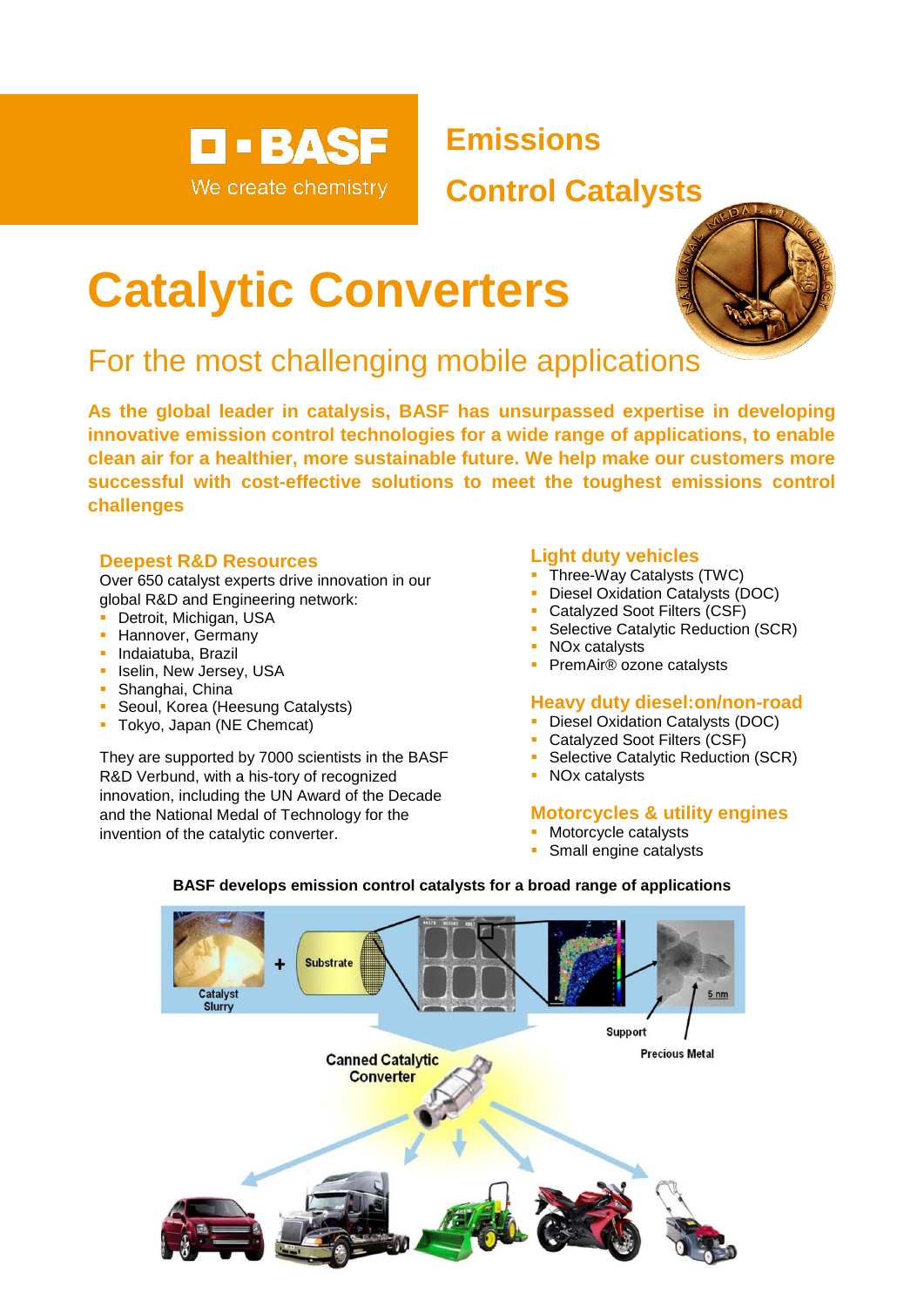BASF
We create chemistry

# Emissions Control Catalysts

# Catalytic Converters

## For the most challenging mobile applications

**As the global leader in catalysis, BASF has unsurpassed expertise in developing innovative emission control technologies for a wide range of applications, to enable clean air for a healthier, more sustainable future. We help make our customers more successful with cost-effective solutions to meet the toughest emissions control challenges**

### Deepest R&D Resources

Over 650 catalyst experts drive innovation in our global R&D and Engineering network:

- Detroit, Michigan, USA
- Hannover, Germany
- Indaiatuba, Brazil
- Iselin, New Jersey, USA
- Shanghai, China
- Seoul, Korea (Heesung Catalysts)
- Tokyo, Japan (NE Chemcat)

They are supported by 7000 scientists in the BASF R&D Verbund, with a his-tory of recognized innovation, including the UN Award of the Decade and the National Medal of Technology for the invention of the catalytic converter.

### Light duty vehicles

- Three-Way Catalysts (TWC)
- Diesel Oxidation Catalysts (DOC)
- Catalyzed Soot Filters (CSF)
- Selective Catalytic Reduction (SCR)
- NOx catalysts
- PremAir® ozone catalysts

### Heavy duty diesel:on/non-road

- Diesel Oxidation Catalysts (DOC)
- Catalyzed Soot Filters (CSF)
- Selective Catalytic Reduction (SCR)
- NOx catalysts

### Motorcycles & utility engines

- Motorcycle catalysts
- Small engine catalysts

**BASF develops emission control catalysts for a broad range of applications**

Catalyst Slurry + Substrate

Support

Precious Metal

Canned Catalytic Converter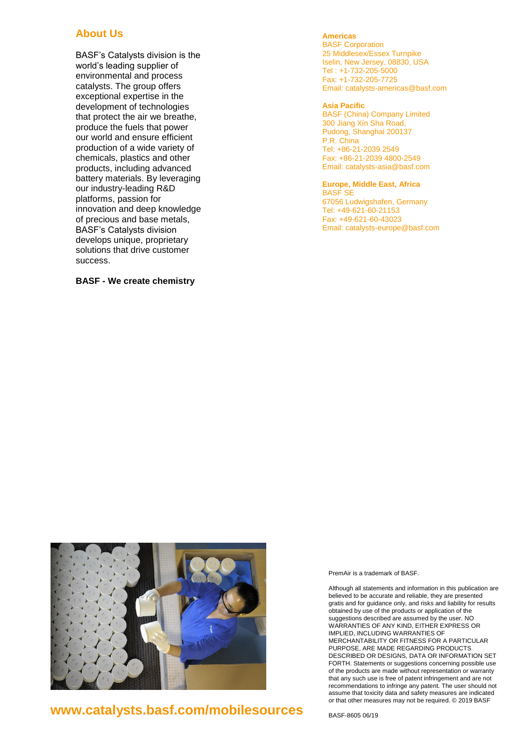## About Us

BASF's Catalysts division is the world's leading supplier of environmental and process catalysts. The group offers exceptional expertise in the development of technologies that protect the air we breathe, produce the fuels that power our world and ensure efficient production of a wide variety of chemicals, plastics and other products, including advanced battery materials. By leveraging our industry-leading R&D platforms, passion for innovation and deep knowledge of precious and base metals, BASF's Catalysts division develops unique, proprietary solutions that drive customer success.

**BASF - We create chemistry**

**Americas**
BASF Corporation
25 Middlesex/Essex Turnpike
Iselin, New Jersey, 08830, USA
Tel : +1-732-205-5000
Fax: +1-732-205-7725
Email: catalysts-americas@basf.com

**Asia Pacific**
BASF (China) Company Limited
300 Jiang Xin Sha Road,
Pudong, Shanghai 200137
P.R. China
Tel: +86-21-2039 2549
Fax: +86-21-2039 4800-2549
Email: catalysts-asia@basf.com

**Europe, Middle East, Africa**
BASF SE
67056 Ludwigshafen, Germany
Tel: +49-621-60-21153
Fax: +49-621-60-43023
Email: catalysts-europe@basf.com

PremAir is a trademark of BASF.

Although all statements and information in this publication are believed to be accurate and reliable, they are presented gratis and for guidance only, and risks and liability for results obtained by use of the products or application of the suggestions described are assumed by the user. NO WARRANTIES OF ANY KIND, EITHER EXPRESS OR IMPLIED, INCLUDING WARRANTIES OF MERCHANTABILITY OR FITNESS FOR A PARTICULAR PURPOSE, ARE MADE REGARDING PRODUCTS DESCRIBED OR DESIGNS, DATA OR INFORMATION SET FORTH. Statements or suggestions concerning possible use of the products are made without representation or warranty that any such use is free of patent infringement and are not recommendations to infringe any patent. The user should not assume that toxicity data and safety measures are indicated or that other measures may not be required. © 2019 BASF

**www.catalysts.basf.com/mobilesources**

BASF-8605 06/19